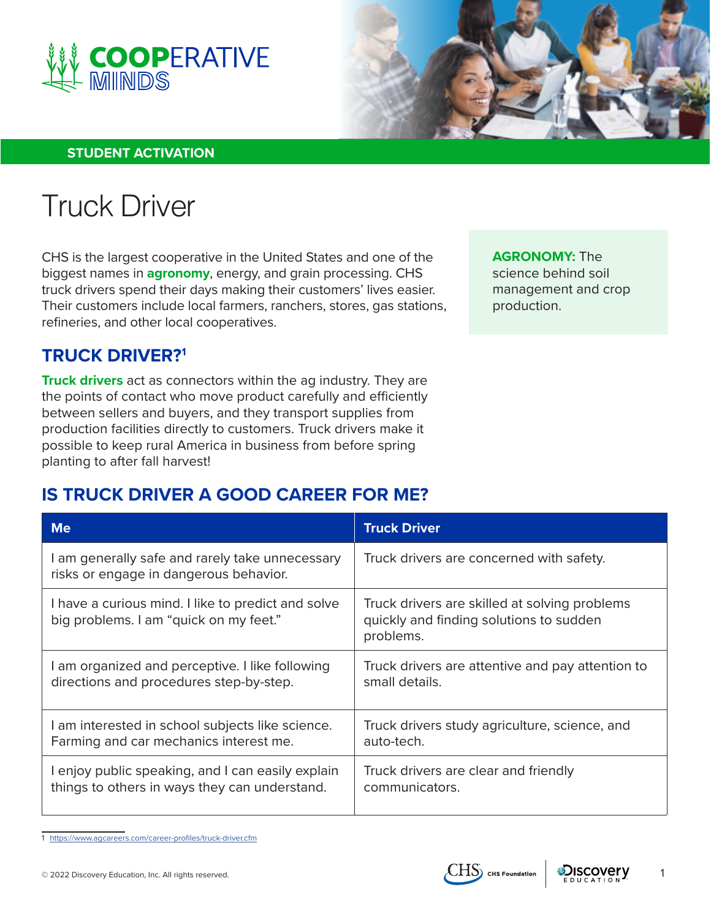COOPERATIVE MINDS

STUDENT ACTIVATION

# Truck Driver

CHS is the largest cooperative in the United States and one of the biggest names in **agronomy**, energy, and grain processing. CHS truck drivers spend their days making their customers' lives easier. Their customers include local farmers, ranchers, stores, gas stations, refineries, and other local cooperatives.

**AGRONOMY:** The science behind soil management and crop production.

## TRUCK DRIVER?[1]

**Truck drivers** act as connectors within the ag industry. They are the points of contact who move product carefully and efficiently between sellers and buyers, and they transport supplies from production facilities directly to customers. Truck drivers make it possible to keep rural America in business from before spring planting to after fall harvest!

## IS TRUCK DRIVER A GOOD CAREER FOR ME?

| Me | Truck Driver |
|---|---|
| I am generally safe and rarely take unnecessary risks or engage in dangerous behavior. | Truck drivers are concerned with safety. |
| I have a curious mind. I like to predict and solve big problems. I am "quick on my feet." | Truck drivers are skilled at solving problems quickly and finding solutions to sudden problems. |
| I am organized and perceptive. I like following directions and procedures step-by-step. | Truck drivers are attentive and pay attention to small details. |
| I am interested in school subjects like science. Farming and car mechanics interest me. | Truck drivers study agriculture, science, and auto-tech. |
| I enjoy public speaking, and I can easily explain things to others in ways they can understand. | Truck drivers are clear and friendly communicators. |

1 https://www.agcareers.com/career-profiles/truck-driver.cfm

© 2022 Discovery Education, Inc. All rights reserved.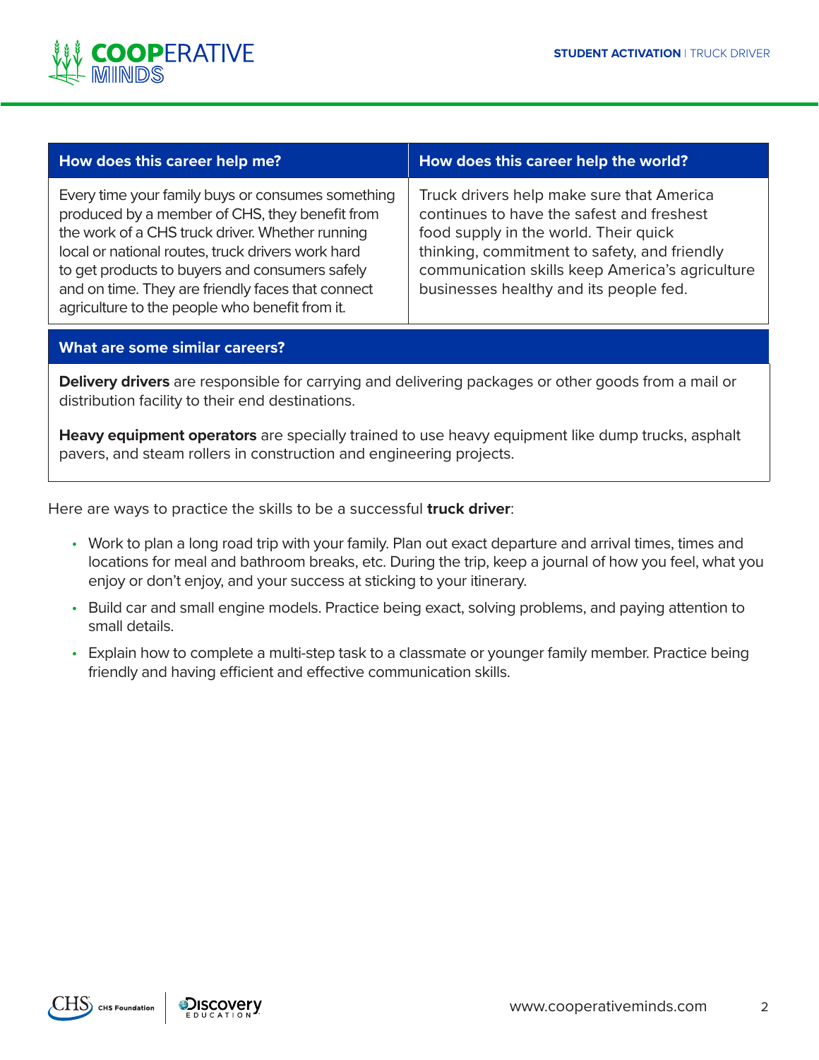| How does this career help me? | How does this career help the world? |
| --- | --- |
| Every time your family buys or consumes something produced by a member of CHS, they benefit from the work of a CHS truck driver. Whether running local or national routes, truck drivers work hard to get products to buyers and consumers safely and on time. They are friendly faces that connect agriculture to the people who benefit from it. | Truck drivers help make sure that America continues to have the safest and freshest food supply in the world. Their quick thinking, commitment to safety, and friendly communication skills keep America's agriculture businesses healthy and its people fed. |

## What are some similar careers?

**Delivery drivers** are responsible for carrying and delivering packages or other goods from a mail or distribution facility to their end destinations.

**Heavy equipment operators** are specially trained to use heavy equipment like dump trucks, asphalt pavers, and steam rollers in construction and engineering projects.

Here are ways to practice the skills to be a successful **truck driver**:

- Work to plan a long road trip with your family. Plan out exact departure and arrival times, times and locations for meal and bathroom breaks, etc. During the trip, keep a journal of how you feel, what you enjoy or don't enjoy, and your success at sticking to your itinerary.
- Build car and small engine models. Practice being exact, solving problems, and paying attention to small details.
- Explain how to complete a multi-step task to a classmate or younger family member. Practice being friendly and having efficient and effective communication skills.